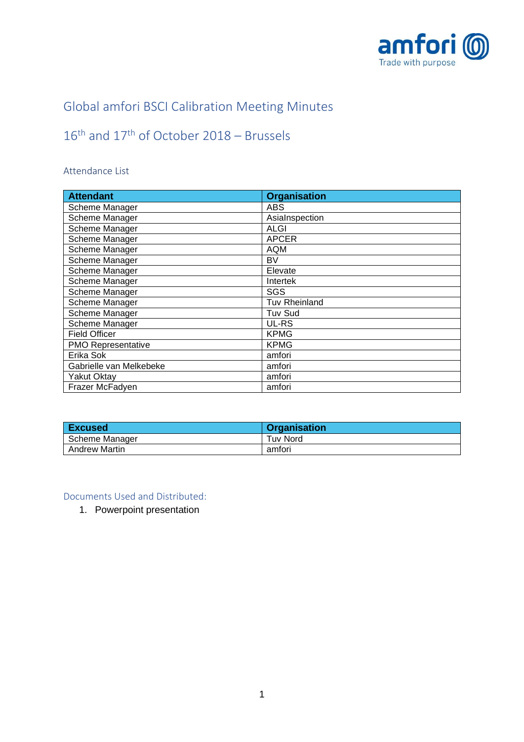# Global amfori BSCI Calibration Meeting Minutes

## 16th and 17th of October 2018 – Brussels

### Attendance List

| Attendant | Organisation |
|---|---|
| Scheme Manager | ABS |
| Scheme Manager | AsiaInspection |
| Scheme Manager | ALGI |
| Scheme Manager | APCER |
| Scheme Manager | AQM |
| Scheme Manager | BV |
| Scheme Manager | Elevate |
| Scheme Manager | Intertek |
| Scheme Manager | SGS |
| Scheme Manager | Tuv Rheinland |
| Scheme Manager | Tuv Sud |
| Scheme Manager | UL-RS |
| Field Officer | KPMG |
| PMO Representative | KPMG |
| Erika Sok | amfori |
| Gabrielle van Melkebeke | amfori |
| Yakut Oktay | amfori |
| Frazer McFadyen | amfori |

| Excused | Organisation |
|---|---|
| Scheme Manager | Tuv Nord |
| Andrew Martin | amfori |

### Documents Used and Distributed:

1. Powerpoint presentation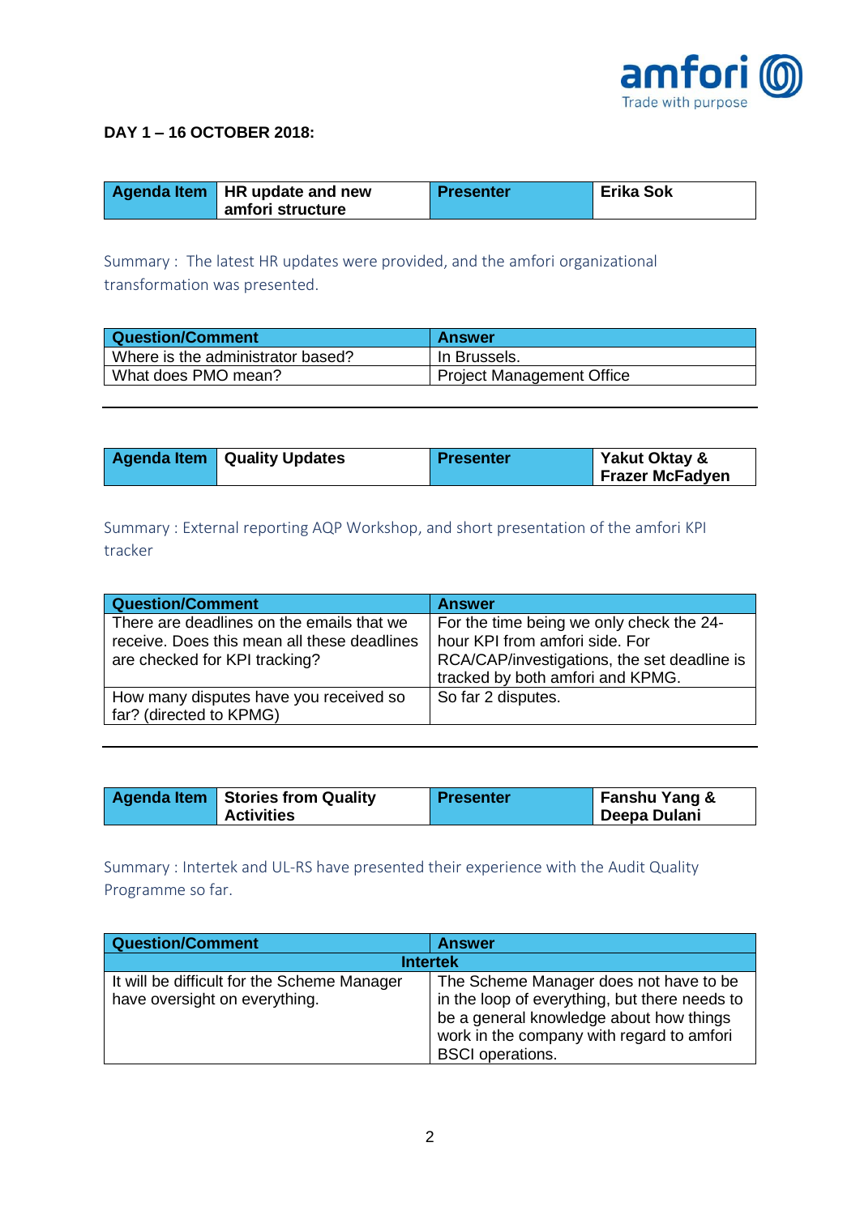**DAY 1 – 16 OCTOBER 2018:**

| Agenda Item | HR update and new amfori structure | Presenter | Erika Sok |
|---|---|---|---|

Summary : The latest HR updates were provided, and the amfori organizational transformation was presented.

| Question/Comment | Answer |
|---|---|
| Where is the administrator based? | In Brussels. |
| What does PMO mean? | Project Management Office |

---

| Agenda Item | Quality Updates | Presenter | Yakut Oktay & Frazer McFadyen |
|---|---|---|---|

Summary : External reporting AQP Workshop, and short presentation of the amfori KPI tracker

| Question/Comment | Answer |
|---|---|
| There are deadlines on the emails that we receive. Does this mean all these deadlines are checked for KPI tracking? | For the time being we only check the 24-hour KPI from amfori side. For RCA/CAP/investigations, the set deadline is tracked by both amfori and KPMG. |
| How many disputes have you received so far? (directed to KPMG) | So far 2 disputes. |

---

| Agenda Item | Stories from Quality Activities | Presenter | Fanshu Yang & Deepa Dulani |
|---|---|---|---|

Summary : Intertek and UL-RS have presented their experience with the Audit Quality Programme so far.

| Question/Comment | Answer |
|---|---|
| **Intertek** | |
| It will be difficult for the Scheme Manager have oversight on everything. | The Scheme Manager does not have to be in the loop of everything, but there needs to be a general knowledge about how things work in the company with regard to amfori BSCI operations. |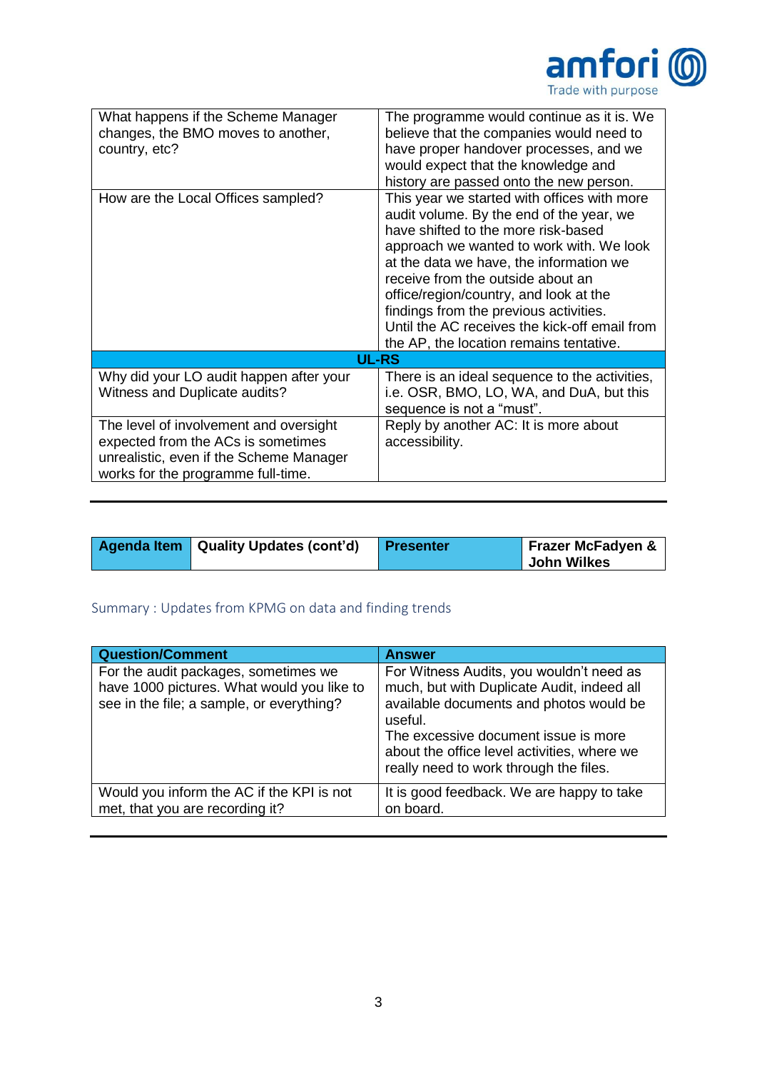| | |
|---|---|
| What happens if the Scheme Manager changes, the BMO moves to another, country, etc? | The programme would continue as it is. We believe that the companies would need to have proper handover processes, and we would expect that the knowledge and history are passed onto the new person. |
| How are the Local Offices sampled? | This year we started with offices with more audit volume. By the end of the year, we have shifted to the more risk-based approach we wanted to work with. We look at the data we have, the information we receive from the outside about an office/region/country, and look at the findings from the previous activities. Until the AC receives the kick-off email from the AP, the location remains tentative. |
| **UL-RS** | |
| Why did your LO audit happen after your Witness and Duplicate audits? | There is an ideal sequence to the activities, i.e. OSR, BMO, LO, WA, and DuA, but this sequence is not a "must". |
| The level of involvement and oversight expected from the ACs is sometimes unrealistic, even if the Scheme Manager works for the programme full-time. | Reply by another AC: It is more about accessibility. |

| Agenda Item | Quality Updates (cont'd) | Presenter | Frazer McFadyen & John Wilkes |
|---|---|---|---|

Summary : Updates from KPMG on data and finding trends

| Question/Comment | Answer |
|---|---|
| For the audit packages, sometimes we have 1000 pictures. What would you like to see in the file; a sample, or everything? | For Witness Audits, you wouldn't need as much, but with Duplicate Audit, indeed all available documents and photos would be useful.<br>The excessive document issue is more about the office level activities, where we really need to work through the files. |
| Would you inform the AC if the KPI is not met, that you are recording it? | It is good feedback. We are happy to take on board. |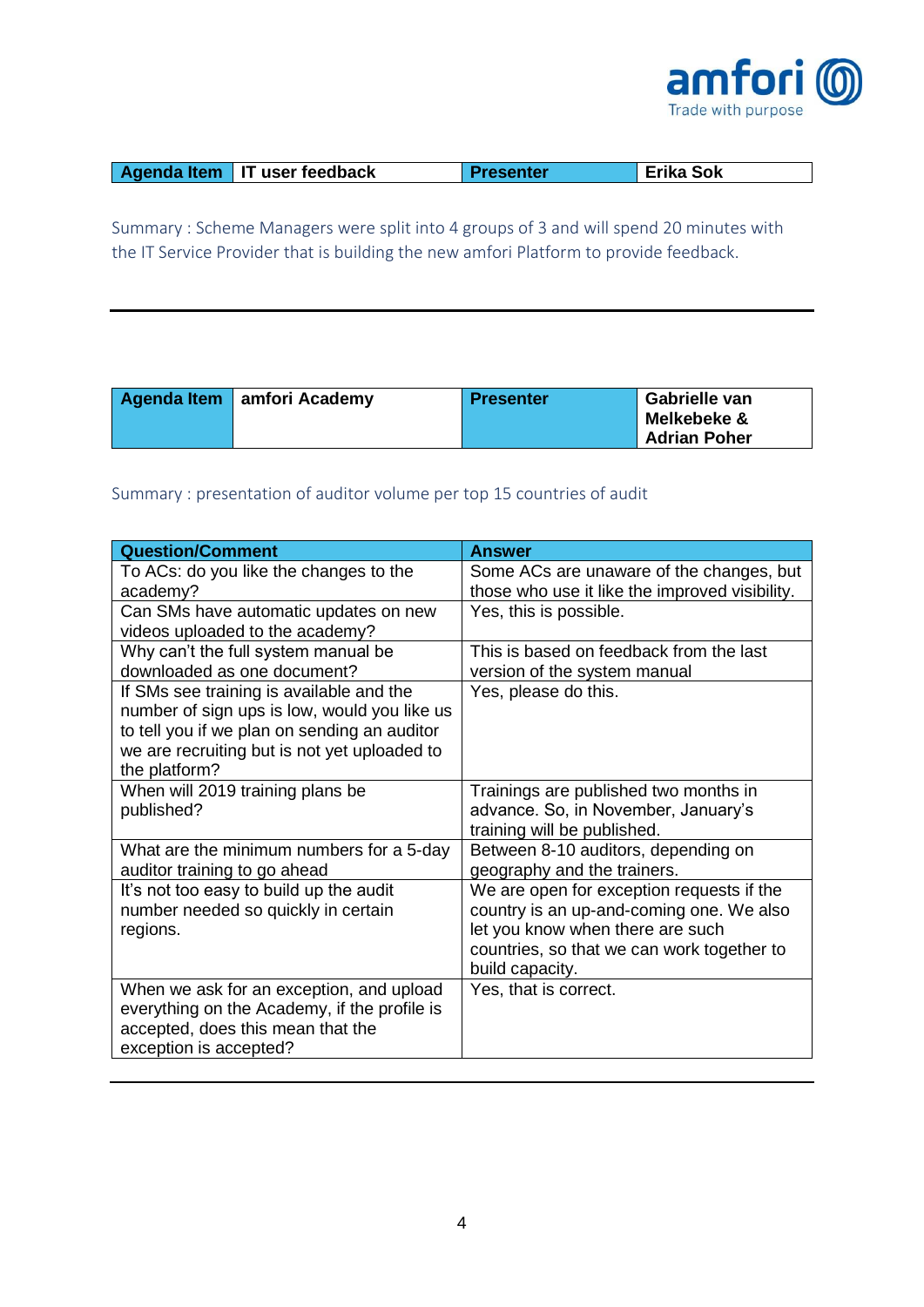| Agenda Item | IT user feedback | Presenter | Erika Sok |
|---|---|---|---|

Summary : Scheme Managers were split into 4 groups of 3 and will spend 20 minutes with the IT Service Provider that is building the new amfori Platform to provide feedback.

---

| Agenda Item | amfori Academy | Presenter | Gabrielle van Melkebeke & Adrian Poher |
|---|---|---|---|

Summary : presentation of auditor volume per top 15 countries of audit

| Question/Comment | Answer |
|---|---|
| To ACs: do you like the changes to the academy? | Some ACs are unaware of the changes, but those who use it like the improved visibility. |
| Can SMs have automatic updates on new videos uploaded to the academy? | Yes, this is possible. |
| Why can't the full system manual be downloaded as one document? | This is based on feedback from the last version of the system manual |
| If SMs see training is available and the number of sign ups is low, would you like us to tell you if we plan on sending an auditor we are recruiting but is not yet uploaded to the platform? | Yes, please do this. |
| When will 2019 training plans be published? | Trainings are published two months in advance. So, in November, January's training will be published. |
| What are the minimum numbers for a 5-day auditor training to go ahead | Between 8-10 auditors, depending on geography and the trainers. |
| It's not too easy to build up the audit number needed so quickly in certain regions. | We are open for exception requests if the country is an up-and-coming one. We also let you know when there are such countries, so that we can work together to build capacity. |
| When we ask for an exception, and upload everything on the Academy, if the profile is accepted, does this mean that the exception is accepted? | Yes, that is correct. |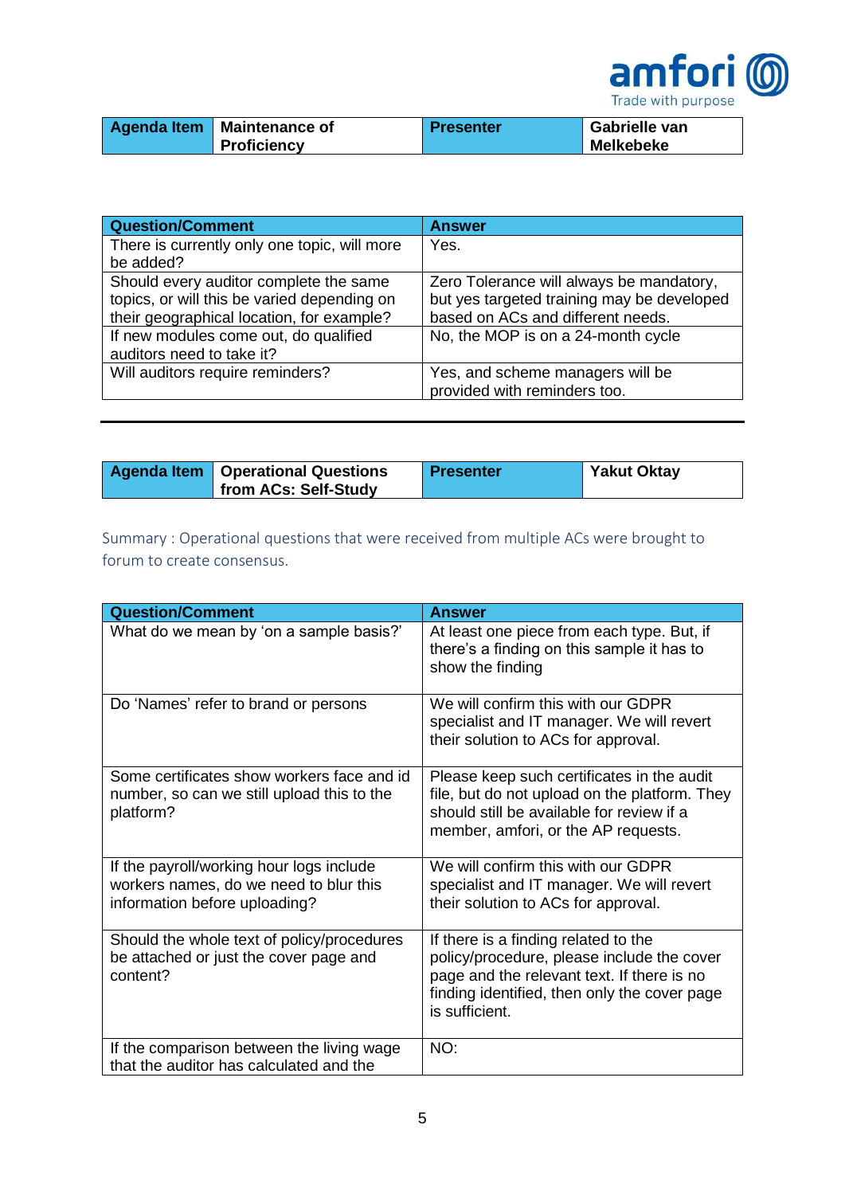| Agenda Item | Maintenance of Proficiency | Presenter | Gabrielle van Melkebeke |
|---|---|---|---|

| Question/Comment | Answer |
|---|---|
| There is currently only one topic, will more be added? | Yes. |
| Should every auditor complete the same topics, or will this be varied depending on their geographical location, for example? | Zero Tolerance will always be mandatory, but yes targeted training may be developed based on ACs and different needs. |
| If new modules come out, do qualified auditors need to take it? | No, the MOP is on a 24-month cycle |
| Will auditors require reminders? | Yes, and scheme managers will be provided with reminders too. |

---

| Agenda Item | Operational Questions from ACs: Self-Study | Presenter | Yakut Oktay |
|---|---|---|---|

Summary : Operational questions that were received from multiple ACs were brought to forum to create consensus.

| Question/Comment | Answer |
|---|---|
| What do we mean by 'on a sample basis?' | At least one piece from each type. But, if there's a finding on this sample it has to show the finding |
| Do 'Names' refer to brand or persons | We will confirm this with our GDPR specialist and IT manager. We will revert their solution to ACs for approval. |
| Some certificates show workers face and id number, so can we still upload this to the platform? | Please keep such certificates in the audit file, but do not upload on the platform. They should still be available for review if a member, amfori, or the AP requests. |
| If the payroll/working hour logs include workers names, do we need to blur this information before uploading? | We will confirm this with our GDPR specialist and IT manager. We will revert their solution to ACs for approval. |
| Should the whole text of policy/procedures be attached or just the cover page and content? | If there is a finding related to the policy/procedure, please include the cover page and the relevant text. If there is no finding identified, then only the cover page is sufficient. |
| If the comparison between the living wage that the auditor has calculated and the | NO: |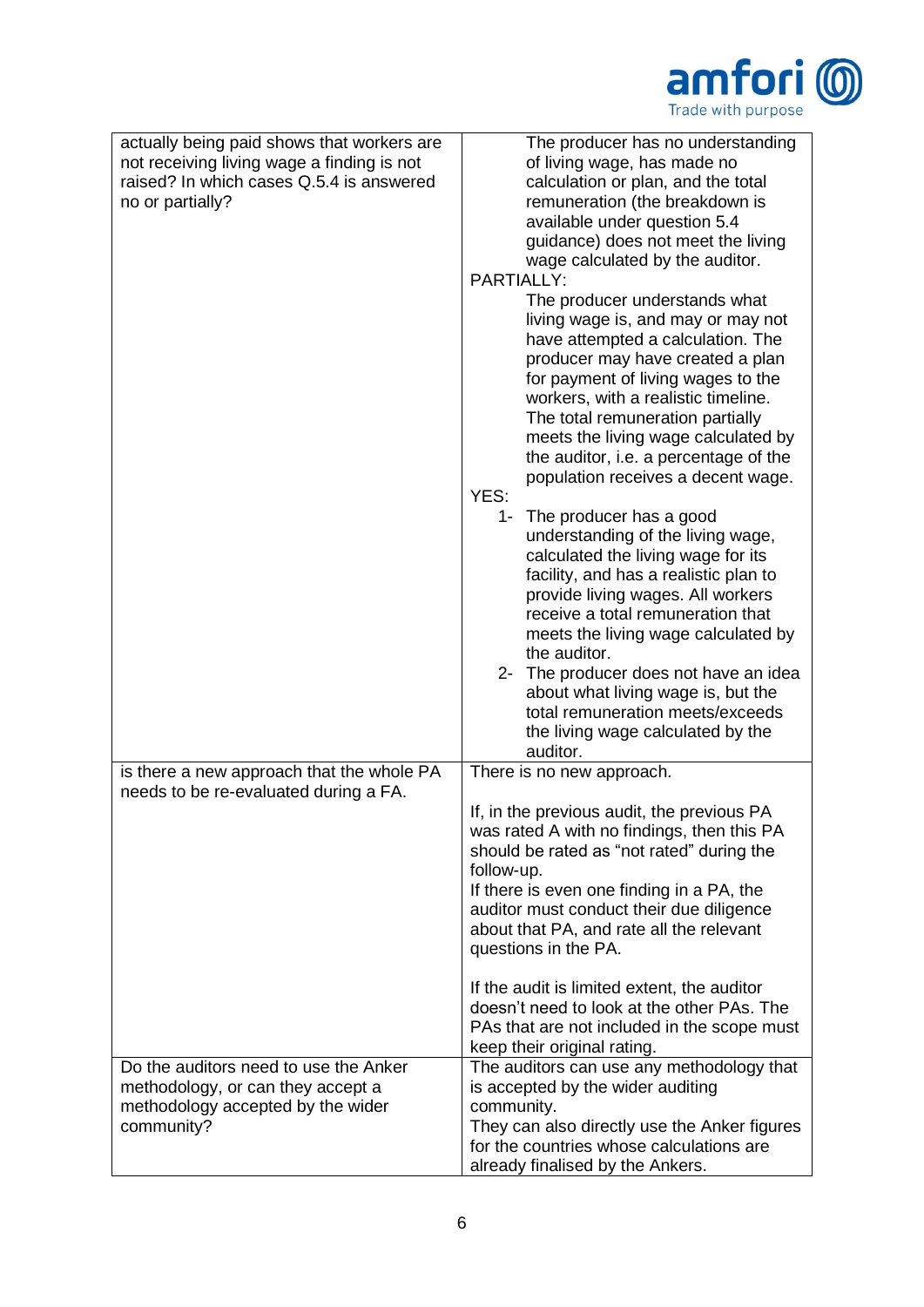| | |
|---|---|
| actually being paid shows that workers are not receiving living wage a finding is not raised? In which cases Q.5.4 is answered no or partially? | The producer has no understanding of living wage, has made no calculation or plan, and the total remuneration (the breakdown is available under question 5.4 guidance) does not meet the living wage calculated by the auditor.<br>PARTIALLY:<br>The producer understands what living wage is, and may or may not have attempted a calculation. The producer may have created a plan for payment of living wages to the workers, with a realistic timeline. The total remuneration partially meets the living wage calculated by the auditor, i.e. a percentage of the population receives a decent wage.<br>YES:<br>1- The producer has a good understanding of the living wage, calculated the living wage for its facility, and has a realistic plan to provide living wages. All workers receive a total remuneration that meets the living wage calculated by the auditor.<br>2- The producer does not have an idea about what living wage is, but the total remuneration meets/exceeds the living wage calculated by the auditor. |
| is there a new approach that the whole PA needs to be re-evaluated during a FA. | There is no new approach.<br><br>If, in the previous audit, the previous PA was rated A with no findings, then this PA should be rated as "not rated" during the follow-up.<br>If there is even one finding in a PA, the auditor must conduct their due diligence about that PA, and rate all the relevant questions in the PA.<br><br>If the audit is limited extent, the auditor doesn't need to look at the other PAs. The PAs that are not included in the scope must keep their original rating. |
| Do the auditors need to use the Anker methodology, or can they accept a methodology accepted by the wider community? | The auditors can use any methodology that is accepted by the wider auditing community.<br>They can also directly use the Anker figures for the countries whose calculations are already finalised by the Ankers. |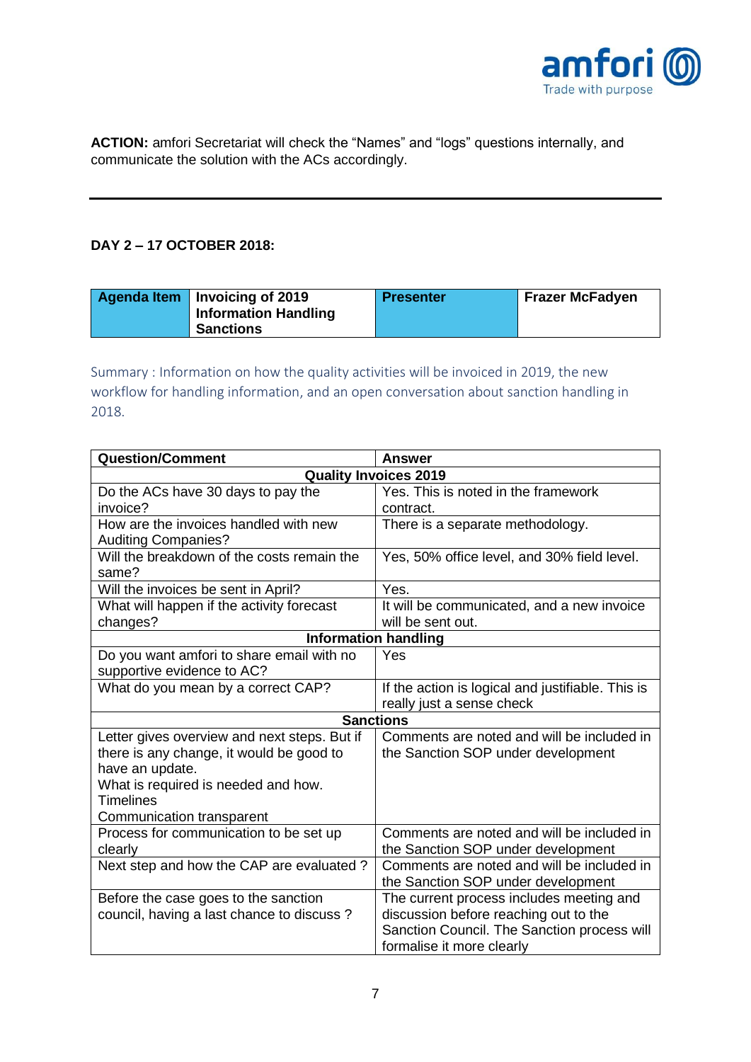**ACTION:** amfori Secretariat will check the “Names” and “logs” questions internally, and communicate the solution with the ACs accordingly.

---

**DAY 2 – 17 OCTOBER 2018:**

| Agenda Item | Invoicing of 2019 Information Handling Sanctions | Presenter | Frazer McFadyen |
|---|---|---|---|

Summary : Information on how the quality activities will be invoiced in 2019, the new workflow for handling information, and an open conversation about sanction handling in 2018.

| Question/Comment | Answer |
|---|---|
| **Quality Invoices 2019** | |
| Do the ACs have 30 days to pay the invoice? | Yes. This is noted in the framework contract. |
| How are the invoices handled with new Auditing Companies? | There is a separate methodology. |
| Will the breakdown of the costs remain the same? | Yes, 50% office level, and 30% field level. |
| Will the invoices be sent in April? | Yes. |
| What will happen if the activity forecast changes? | It will be communicated, and a new invoice will be sent out. |
| **Information handling** | |
| Do you want amfori to share email with no supportive evidence to AC? | Yes |
| What do you mean by a correct CAP? | If the action is logical and justifiable. This is really just a sense check |
| **Sanctions** | |
| Letter gives overview and next steps. But if there is any change, it would be good to have an update.<br>What is required is needed and how.<br>Timelines<br>Communication transparent | Comments are noted and will be included in the Sanction SOP under development |
| Process for communication to be set up clearly | Comments are noted and will be included in the Sanction SOP under development |
| Next step and how the CAP are evaluated ? | Comments are noted and will be included in the Sanction SOP under development |
| Before the case goes to the sanction council, having a last chance to discuss ? | The current process includes meeting and discussion before reaching out to the Sanction Council. The Sanction process will formalise it more clearly |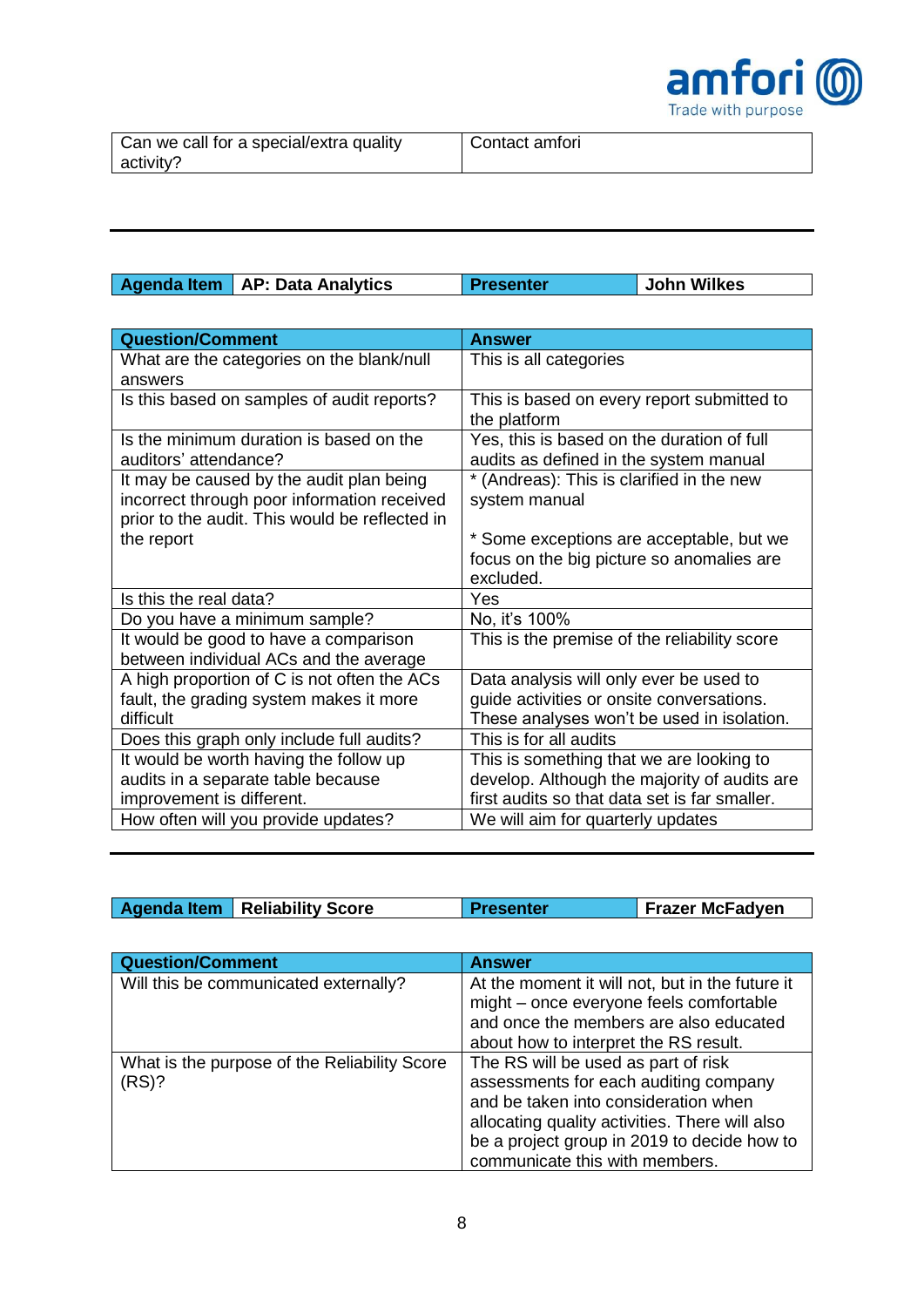| Can we call for a special/extra quality activity? | Contact amfori |
|---|---|

---

| Agenda Item | AP: Data Analytics | Presenter | John Wilkes |
|---|---|---|---|

| Question/Comment | Answer |
|---|---|
| What are the categories on the blank/null answers | This is all categories |
| Is this based on samples of audit reports? | This is based on every report submitted to the platform |
| Is the minimum duration is based on the auditors' attendance? | Yes, this is based on the duration of full audits as defined in the system manual |
| It may be caused by the audit plan being incorrect through poor information received prior to the audit. This would be reflected in the report | * (Andreas): This is clarified in the new system manual<br><br>* Some exceptions are acceptable, but we focus on the big picture so anomalies are excluded. |
| Is this the real data? | Yes |
| Do you have a minimum sample? | No, it's 100% |
| It would be good to have a comparison between individual ACs and the average | This is the premise of the reliability score |
| A high proportion of C is not often the ACs fault, the grading system makes it more difficult | Data analysis will only ever be used to guide activities or onsite conversations. These analyses won't be used in isolation. |
| Does this graph only include full audits? | This is for all audits |
| It would be worth having the follow up audits in a separate table because improvement is different. | This is something that we are looking to develop. Although the majority of audits are first audits so that data set is far smaller. |
| How often will you provide updates? | We will aim for quarterly updates |

---

| Agenda Item | Reliability Score | Presenter | Frazer McFadyen |
|---|---|---|---|

| Question/Comment | Answer |
|---|---|
| Will this be communicated externally? | At the moment it will not, but in the future it might – once everyone feels comfortable and once the members are also educated about how to interpret the RS result. |
| What is the purpose of the Reliability Score (RS)? | The RS will be used as part of risk assessments for each auditing company and be taken into consideration when allocating quality activities. There will also be a project group in 2019 to decide how to communicate this with members. |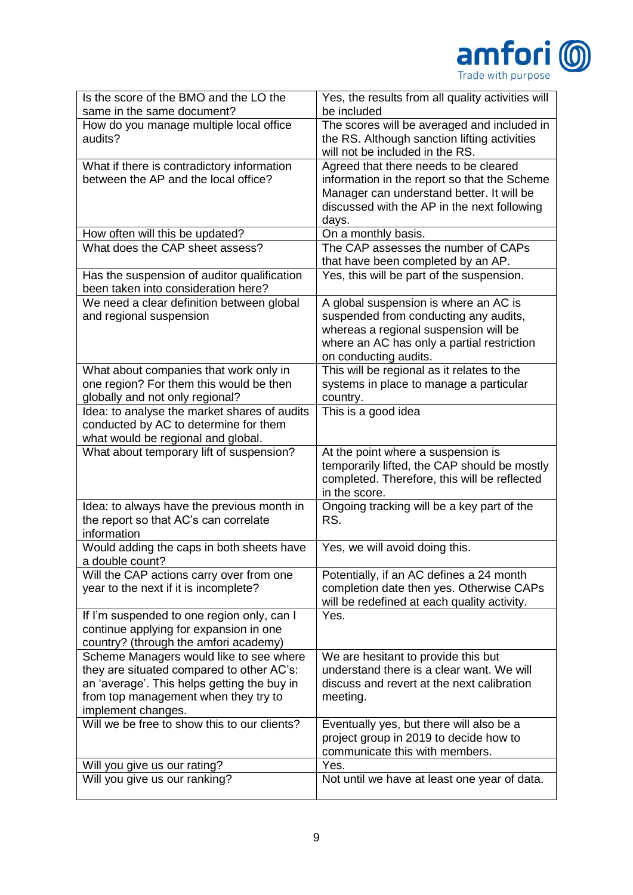| Is the score of the BMO and the LO the same in the same document? | Yes, the results from all quality activities will be included |
|---|---|
| How do you manage multiple local office audits? | The scores will be averaged and included in the RS. Although sanction lifting activities will not be included in the RS. |
| What if there is contradictory information between the AP and the local office? | Agreed that there needs to be cleared information in the report so that the Scheme Manager can understand better. It will be discussed with the AP in the next following days. |
| How often will this be updated? | On a monthly basis. |
| What does the CAP sheet assess? | The CAP assesses the number of CAPs that have been completed by an AP. |
| Has the suspension of auditor qualification been taken into consideration here? | Yes, this will be part of the suspension. |
| We need a clear definition between global and regional suspension | A global suspension is where an AC is suspended from conducting any audits, whereas a regional suspension will be where an AC has only a partial restriction on conducting audits. |
| What about companies that work only in one region? For them this would be then globally and not only regional? | This will be regional as it relates to the systems in place to manage a particular country. |
| Idea: to analyse the market shares of audits conducted by AC to determine for them what would be regional and global. | This is a good idea |
| What about temporary lift of suspension? | At the point where a suspension is temporarily lifted, the CAP should be mostly completed. Therefore, this will be reflected in the score. |
| Idea: to always have the previous month in the report so that AC's can correlate information | Ongoing tracking will be a key part of the RS. |
| Would adding the caps in both sheets have a double count? | Yes, we will avoid doing this. |
| Will the CAP actions carry over from one year to the next if it is incomplete? | Potentially, if an AC defines a 24 month completion date then yes. Otherwise CAPs will be redefined at each quality activity. |
| If I'm suspended to one region only, can I continue applying for expansion in one country? (through the amfori academy) | Yes. |
| Scheme Managers would like to see where they are situated compared to other AC's: an 'average'. This helps getting the buy in from top management when they try to implement changes. | We are hesitant to provide this but understand there is a clear want. We will discuss and revert at the next calibration meeting. |
| Will we be free to show this to our clients? | Eventually yes, but there will also be a project group in 2019 to decide how to communicate this with members. |
| Will you give us our rating? | Yes. |
| Will you give us our ranking? | Not until we have at least one year of data. |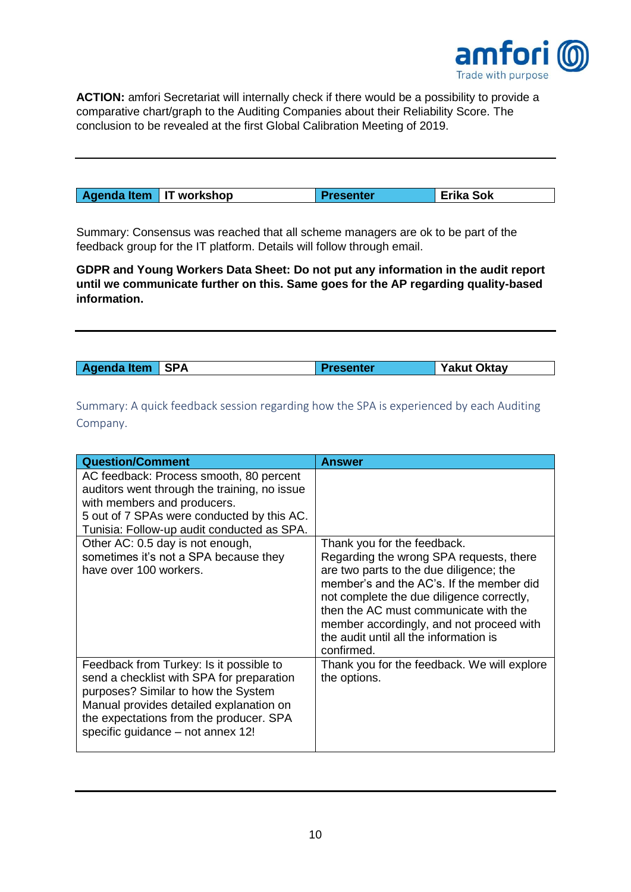**ACTION:** amfori Secretariat will internally check if there would be a possibility to provide a comparative chart/graph to the Auditing Companies about their Reliability Score. The conclusion to be revealed at the first Global Calibration Meeting of 2019.

---

| Agenda Item | IT workshop | Presenter | Erika Sok |
|---|---|---|---|

Summary: Consensus was reached that all scheme managers are ok to be part of the feedback group for the IT platform. Details will follow through email.

**GDPR and Young Workers Data Sheet: Do not put any information in the audit report until we communicate further on this. Same goes for the AP regarding quality-based information.**

---

| Agenda Item | SPA | Presenter | Yakut Oktay |
|---|---|---|---|

Summary: A quick feedback session regarding how the SPA is experienced by each Auditing Company.

| Question/Comment | Answer |
|---|---|
| AC feedback: Process smooth, 80 percent auditors went through the training, no issue with members and producers.<br>5 out of 7 SPAs were conducted by this AC.<br>Tunisia: Follow-up audit conducted as SPA. | |
| Other AC: 0.5 day is not enough, sometimes it's not a SPA because they have over 100 workers. | Thank you for the feedback.<br>Regarding the wrong SPA requests, there are two parts to the due diligence; the member's and the AC's. If the member did not complete the due diligence correctly, then the AC must communicate with the member accordingly, and not proceed with the audit until all the information is confirmed. |
| Feedback from Turkey: Is it possible to send a checklist with SPA for preparation purposes? Similar to how the System Manual provides detailed explanation on the expectations from the producer. SPA specific guidance – not annex 12! | Thank you for the feedback. We will explore the options. |

---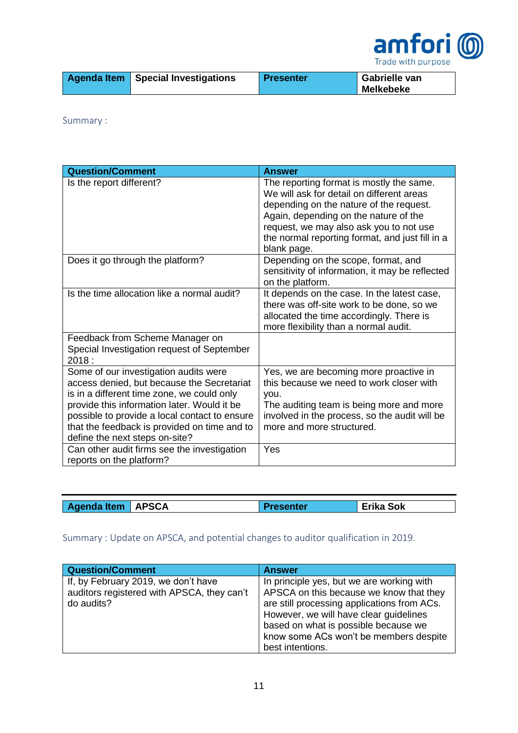| Agenda Item | Special Investigations | Presenter | Gabrielle van Melkebeke |
|---|---|---|---|

Summary :

| Question/Comment | Answer |
|---|---|
| Is the report different? | The reporting format is mostly the same. We will ask for detail on different areas depending on the nature of the request. Again, depending on the nature of the request, we may also ask you to not use the normal reporting format, and just fill in a blank page. |
| Does it go through the platform? | Depending on the scope, format, and sensitivity of information, it may be reflected on the platform. |
| Is the time allocation like a normal audit? | It depends on the case. In the latest case, there was off-site work to be done, so we allocated the time accordingly. There is more flexibility than a normal audit. |
| Feedback from Scheme Manager on Special Investigation request of September 2018 : | |
| Some of our investigation audits were access denied, but because the Secretariat is in a different time zone, we could only provide this information later. Would it be possible to provide a local contact to ensure that the feedback is provided on time and to define the next steps on-site? | Yes, we are becoming more proactive in this because we need to work closer with you.<br>The auditing team is being more and more involved in the process, so the audit will be more and more structured. |
| Can other audit firms see the investigation reports on the platform? | Yes |

| Agenda Item | APSCA | Presenter | Erika Sok |
|---|---|---|---|

Summary : Update on APSCA, and potential changes to auditor qualification in 2019.

| Question/Comment | Answer |
|---|---|
| If, by February 2019, we don't have auditors registered with APSCA, they can't do audits? | In principle yes, but we are working with APSCA on this because we know that they are still processing applications from ACs. However, we will have clear guidelines based on what is possible because we know some ACs won't be members despite best intentions. |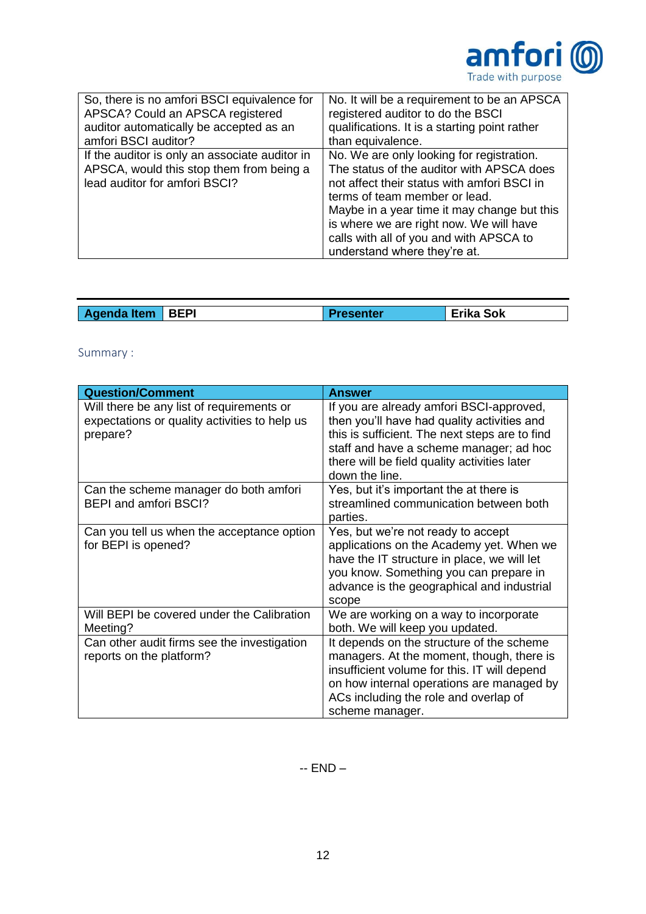| | |
|---|---|
| So, there is no amfori BSCI equivalence for APSCA? Could an APSCA registered auditor automatically be accepted as an amfori BSCI auditor? | No. It will be a requirement to be an APSCA registered auditor to do the BSCI qualifications. It is a starting point rather than equivalence. |
| If the auditor is only an associate auditor in APSCA, would this stop them from being a lead auditor for amfori BSCI? | No. We are only looking for registration. The status of the auditor with APSCA does not affect their status with amfori BSCI in terms of team member or lead.<br>Maybe in a year time it may change but this is where we are right now. We will have calls with all of you and with APSCA to understand where they're at. |

| **Agenda Item** | **BEPI** | **Presenter** | **Erika Sok** |
|---|---|---|---|

Summary :

| **Question/Comment** | **Answer** |
|---|---|
| Will there be any list of requirements or expectations or quality activities to help us prepare? | If you are already amfori BSCI-approved, then you'll have had quality activities and this is sufficient. The next steps are to find staff and have a scheme manager; ad hoc there will be field quality activities later down the line. |
| Can the scheme manager do both amfori BEPI and amfori BSCI? | Yes, but it's important the at there is streamlined communication between both parties. |
| Can you tell us when the acceptance option for BEPI is opened? | Yes, but we're not ready to accept applications on the Academy yet. When we have the IT structure in place, we will let you know. Something you can prepare in advance is the geographical and industrial scope |
| Will BEPI be covered under the Calibration Meeting? | We are working on a way to incorporate both. We will keep you updated. |
| Can other audit firms see the investigation reports on the platform? | It depends on the structure of the scheme managers. At the moment, though, there is insufficient volume for this. IT will depend on how internal operations are managed by ACs including the role and overlap of scheme manager. |

-- END –